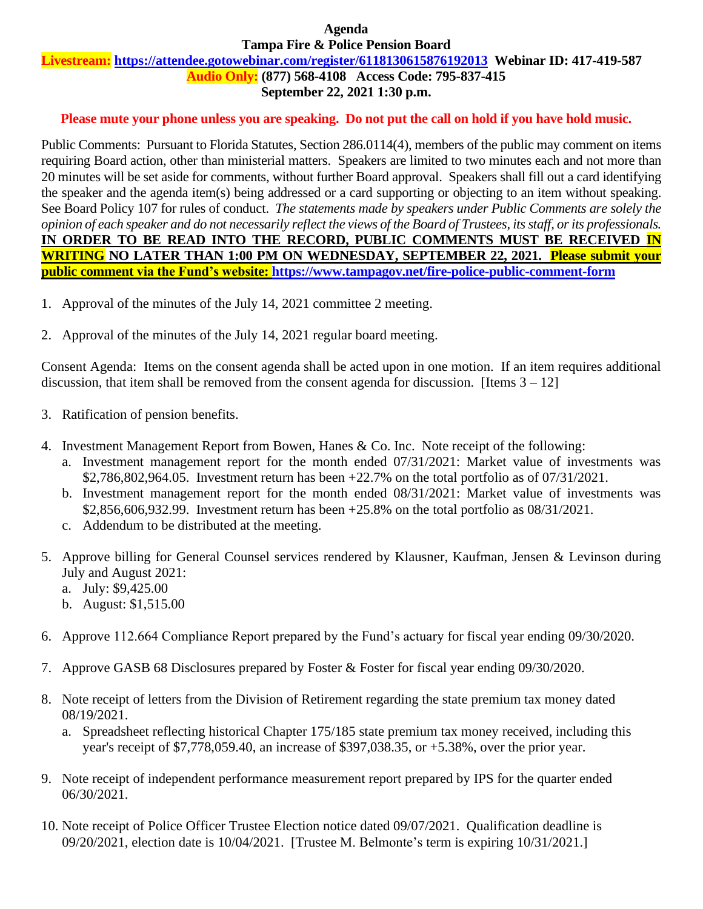**Agenda**

**Tampa Fire & Police Pension Board**

**Livestream: https://attendee.gotowebinar.com/register/6118130615876192013 Webinar ID: 417-419-587**

**Audio Only: (877) 568-4108 Access Code: 795-837-415**

**September 22, 2021 1:30 p.m.**

**Please mute your phone unless you are speaking. Do not put the call on hold if you have hold music.**

Public Comments: Pursuant to Florida Statutes, Section 286.0114(4), members of the public may comment on items requiring Board action, other than ministerial matters. Speakers are limited to two minutes each and not more than 20 minutes will be set aside for comments, without further Board approval. Speakers shall fill out a card identifying the speaker and the agenda item(s) being addressed or a card supporting or objecting to an item without speaking. See Board Policy 107 for rules of conduct. *The statements made by speakers under Public Comments are solely the opinion of each speaker and do not necessarily reflect the views of the Board of Trustees, its staff, or its professionals.* **IN ORDER TO BE READ INTO THE RECORD, PUBLIC COMMENTS MUST BE RECEIVED IN WRITING NO LATER THAN 1:00 PM ON WEDNESDAY, SEPTEMBER 22, 2021. Please submit your public comment via the Fund's website: https://www.tampagov.net/fire-police-public-comment-form**

1. Approval of the minutes of the July 14, 2021 committee 2 meeting.

2. Approval of the minutes of the July 14, 2021 regular board meeting.

Consent Agenda: Items on the consent agenda shall be acted upon in one motion. If an item requires additional discussion, that item shall be removed from the consent agenda for discussion. [Items 3 – 12]

3. Ratification of pension benefits.

4. Investment Management Report from Bowen, Hanes & Co. Inc. Note receipt of the following:
   a. Investment management report for the month ended 07/31/2021: Market value of investments was $2,786,802,964.05. Investment return has been +22.7% on the total portfolio as of 07/31/2021.
   b. Investment management report for the month ended 08/31/2021: Market value of investments was $2,856,606,932.99. Investment return has been +25.8% on the total portfolio as 08/31/2021.
   c. Addendum to be distributed at the meeting.

5. Approve billing for General Counsel services rendered by Klausner, Kaufman, Jensen & Levinson during July and August 2021:
   a. July: $9,425.00
   b. August: $1,515.00

6. Approve 112.664 Compliance Report prepared by the Fund's actuary for fiscal year ending 09/30/2020.

7. Approve GASB 68 Disclosures prepared by Foster & Foster for fiscal year ending 09/30/2020.

8. Note receipt of letters from the Division of Retirement regarding the state premium tax money dated 08/19/2021.
   a. Spreadsheet reflecting historical Chapter 175/185 state premium tax money received, including this year's receipt of $7,778,059.40, an increase of $397,038.35, or +5.38%, over the prior year.

9. Note receipt of independent performance measurement report prepared by IPS for the quarter ended 06/30/2021.

10. Note receipt of Police Officer Trustee Election notice dated 09/07/2021. Qualification deadline is 09/20/2021, election date is 10/04/2021. [Trustee M. Belmonte's term is expiring 10/31/2021.]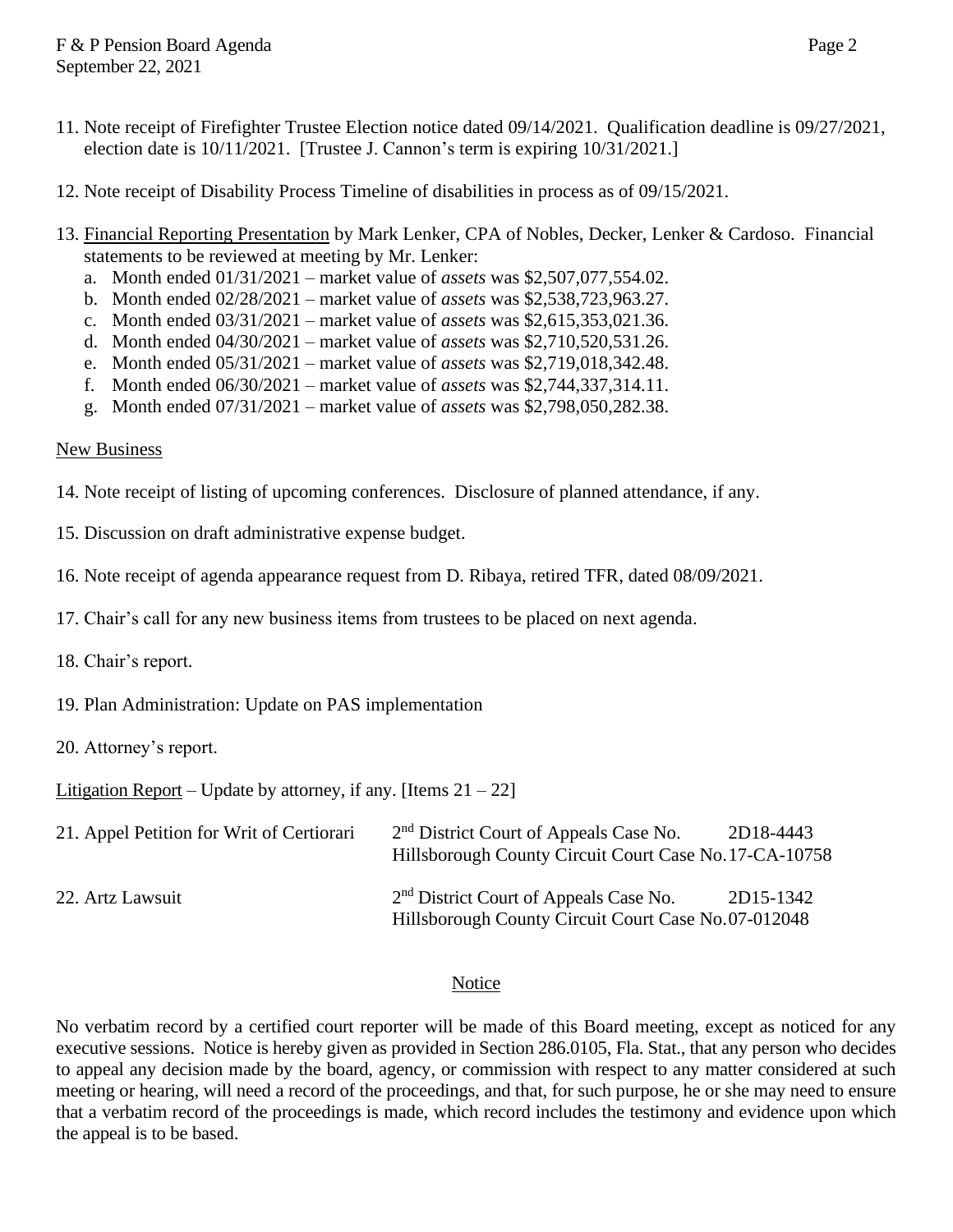11. Note receipt of Firefighter Trustee Election notice dated 09/14/2021. Qualification deadline is 09/27/2021, election date is 10/11/2021. [Trustee J. Cannon's term is expiring 10/31/2021.]

12. Note receipt of Disability Process Timeline of disabilities in process as of 09/15/2021.

13. <u>Financial Reporting Presentation</u> by Mark Lenker, CPA of Nobles, Decker, Lenker & Cardoso. Financial statements to be reviewed at meeting by Mr. Lenker:
    a. Month ended 01/31/2021 – market value of *assets* was $2,507,077,554.02.
    b. Month ended 02/28/2021 – market value of *assets* was $2,538,723,963.27.
    c. Month ended 03/31/2021 – market value of *assets* was $2,615,353,021.36.
    d. Month ended 04/30/2021 – market value of *assets* was $2,710,520,531.26.
    e. Month ended 05/31/2021 – market value of *assets* was $2,719,018,342.48.
    f. Month ended 06/30/2021 – market value of *assets* was $2,744,337,314.11.
    g. Month ended 07/31/2021 – market value of *assets* was $2,798,050,282.38.

<u>New Business</u>

14. Note receipt of listing of upcoming conferences. Disclosure of planned attendance, if any.

15. Discussion on draft administrative expense budget.

16. Note receipt of agenda appearance request from D. Ribaya, retired TFR, dated 08/09/2021.

17. Chair's call for any new business items from trustees to be placed on next agenda.

18. Chair's report.

19. Plan Administration: Update on PAS implementation

20. Attorney's report.

<u>Litigation Report</u> – Update by attorney, if any. [Items 21 – 22]

| | | |
|---|---|---|
| 21. Appel Petition for Writ of Certiorari | 2nd District Court of Appeals Case No. | 2D18-4443 |
| | Hillsborough County Circuit Court Case No. | 17-CA-10758 |
| 22. Artz Lawsuit | 2nd District Court of Appeals Case No. | 2D15-1342 |
| | Hillsborough County Circuit Court Case No. | 07-012048 |

<u>Notice</u>

No verbatim record by a certified court reporter will be made of this Board meeting, except as noticed for any executive sessions. Notice is hereby given as provided in Section 286.0105, Fla. Stat., that any person who decides to appeal any decision made by the board, agency, or commission with respect to any matter considered at such meeting or hearing, will need a record of the proceedings, and that, for such purpose, he or she may need to ensure that a verbatim record of the proceedings is made, which record includes the testimony and evidence upon which the appeal is to be based.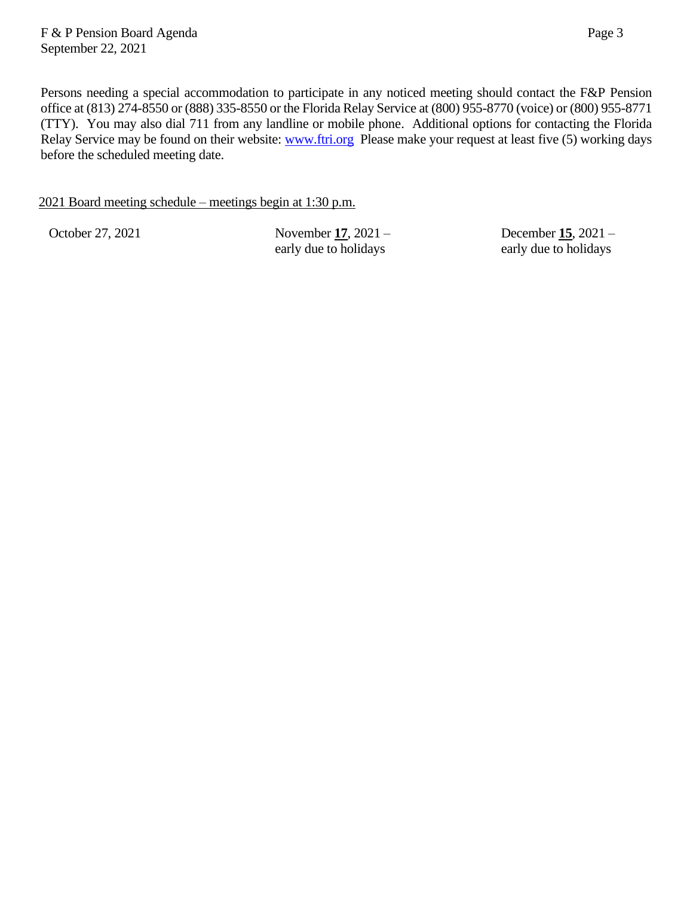Persons needing a special accommodation to participate in any noticed meeting should contact the F&P Pension office at (813) 274-8550 or (888) 335-8550 or the Florida Relay Service at (800) 955-8770 (voice) or (800) 955-8771 (TTY). You may also dial 711 from any landline or mobile phone. Additional options for contacting the Florida Relay Service may be found on their website: [www.ftri.org](http://www.ftri.org) Please make your request at least five (5) working days before the scheduled meeting date.

<u>2021 Board meeting schedule – meetings begin at 1:30 p.m.</u>

| | | |
|---|---|---|
| October 27, 2021 | November **<u>17</u>**, 2021 – early due to holidays | December **<u>15</u>**, 2021 – early due to holidays |